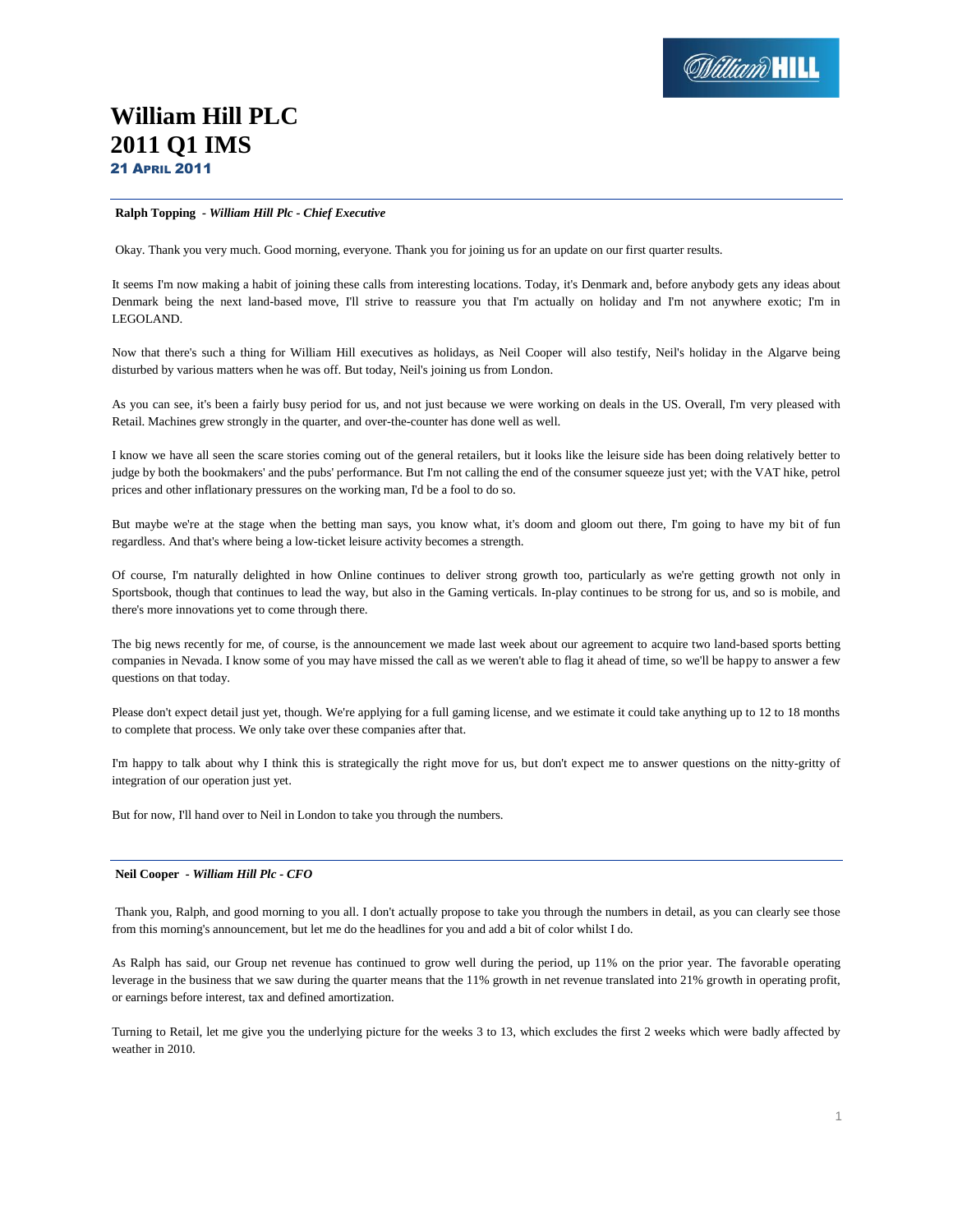# William Hill PLC
# 2011 Q1 IMS
### 21 April 2011

---

**Ralph Topping** - ***William Hill Plc - Chief Executive***

Okay. Thank you very much. Good morning, everyone. Thank you for joining us for an update on our first quarter results.

It seems I'm now making a habit of joining these calls from interesting locations. Today, it's Denmark and, before anybody gets any ideas about Denmark being the next land-based move, I'll strive to reassure you that I'm actually on holiday and I'm not anywhere exotic; I'm in LEGOLAND.

Now that there's such a thing for William Hill executives as holidays, as Neil Cooper will also testify, Neil's holiday in the Algarve being disturbed by various matters when he was off. But today, Neil's joining us from London.

As you can see, it's been a fairly busy period for us, and not just because we were working on deals in the US. Overall, I'm very pleased with Retail. Machines grew strongly in the quarter, and over-the-counter has done well as well.

I know we have all seen the scare stories coming out of the general retailers, but it looks like the leisure side has been doing relatively better to judge by both the bookmakers' and the pubs' performance. But I'm not calling the end of the consumer squeeze just yet; with the VAT hike, petrol prices and other inflationary pressures on the working man, I'd be a fool to do so.

But maybe we're at the stage when the betting man says, you know what, it's doom and gloom out there, I'm going to have my bit of fun regardless. And that's where being a low-ticket leisure activity becomes a strength.

Of course, I'm naturally delighted in how Online continues to deliver strong growth too, particularly as we're getting growth not only in Sportsbook, though that continues to lead the way, but also in the Gaming verticals. In-play continues to be strong for us, and so is mobile, and there's more innovations yet to come through there.

The big news recently for me, of course, is the announcement we made last week about our agreement to acquire two land-based sports betting companies in Nevada. I know some of you may have missed the call as we weren't able to flag it ahead of time, so we'll be happy to answer a few questions on that today.

Please don't expect detail just yet, though. We're applying for a full gaming license, and we estimate it could take anything up to 12 to 18 months to complete that process. We only take over these companies after that.

I'm happy to talk about why I think this is strategically the right move for us, but don't expect me to answer questions on the nitty-gritty of integration of our operation just yet.

But for now, I'll hand over to Neil in London to take you through the numbers.

---

**Neil Cooper** - ***William Hill Plc - CFO***

Thank you, Ralph, and good morning to you all. I don't actually propose to take you through the numbers in detail, as you can clearly see those from this morning's announcement, but let me do the headlines for you and add a bit of color whilst I do.

As Ralph has said, our Group net revenue has continued to grow well during the period, up 11% on the prior year. The favorable operating leverage in the business that we saw during the quarter means that the 11% growth in net revenue translated into 21% growth in operating profit, or earnings before interest, tax and defined amortization.

Turning to Retail, let me give you the underlying picture for the weeks 3 to 13, which excludes the first 2 weeks which were badly affected by weather in 2010.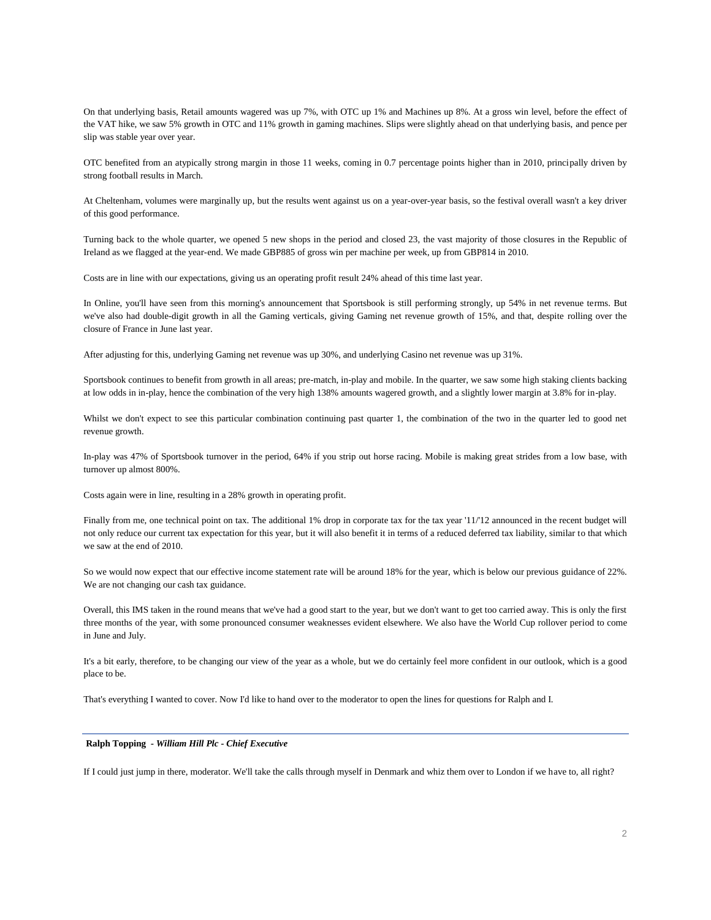On that underlying basis, Retail amounts wagered was up 7%, with OTC up 1% and Machines up 8%. At a gross win level, before the effect of the VAT hike, we saw 5% growth in OTC and 11% growth in gaming machines. Slips were slightly ahead on that underlying basis, and pence per slip was stable year over year.

OTC benefited from an atypically strong margin in those 11 weeks, coming in 0.7 percentage points higher than in 2010, principally driven by strong football results in March.

At Cheltenham, volumes were marginally up, but the results went against us on a year-over-year basis, so the festival overall wasn't a key driver of this good performance.

Turning back to the whole quarter, we opened 5 new shops in the period and closed 23, the vast majority of those closures in the Republic of Ireland as we flagged at the year-end. We made GBP885 of gross win per machine per week, up from GBP814 in 2010.

Costs are in line with our expectations, giving us an operating profit result 24% ahead of this time last year.

In Online, you'll have seen from this morning's announcement that Sportsbook is still performing strongly, up 54% in net revenue terms. But we've also had double-digit growth in all the Gaming verticals, giving Gaming net revenue growth of 15%, and that, despite rolling over the closure of France in June last year.

After adjusting for this, underlying Gaming net revenue was up 30%, and underlying Casino net revenue was up 31%.

Sportsbook continues to benefit from growth in all areas; pre-match, in-play and mobile. In the quarter, we saw some high staking clients backing at low odds in in-play, hence the combination of the very high 138% amounts wagered growth, and a slightly lower margin at 3.8% for in-play.

Whilst we don't expect to see this particular combination continuing past quarter 1, the combination of the two in the quarter led to good net revenue growth.

In-play was 47% of Sportsbook turnover in the period, 64% if you strip out horse racing. Mobile is making great strides from a low base, with turnover up almost 800%.

Costs again were in line, resulting in a 28% growth in operating profit.

Finally from me, one technical point on tax. The additional 1% drop in corporate tax for the tax year '11/'12 announced in the recent budget will not only reduce our current tax expectation for this year, but it will also benefit it in terms of a reduced deferred tax liability, similar to that which we saw at the end of 2010.

So we would now expect that our effective income statement rate will be around 18% for the year, which is below our previous guidance of 22%. We are not changing our cash tax guidance.

Overall, this IMS taken in the round means that we've had a good start to the year, but we don't want to get too carried away. This is only the first three months of the year, with some pronounced consumer weaknesses evident elsewhere. We also have the World Cup rollover period to come in June and July.

It's a bit early, therefore, to be changing our view of the year as a whole, but we do certainly feel more confident in our outlook, which is a good place to be.

That's everything I wanted to cover. Now I'd like to hand over to the moderator to open the lines for questions for Ralph and I.

---

**Ralph Topping** - ***William Hill Plc - Chief Executive***

If I could just jump in there, moderator. We'll take the calls through myself in Denmark and whiz them over to London if we have to, all right?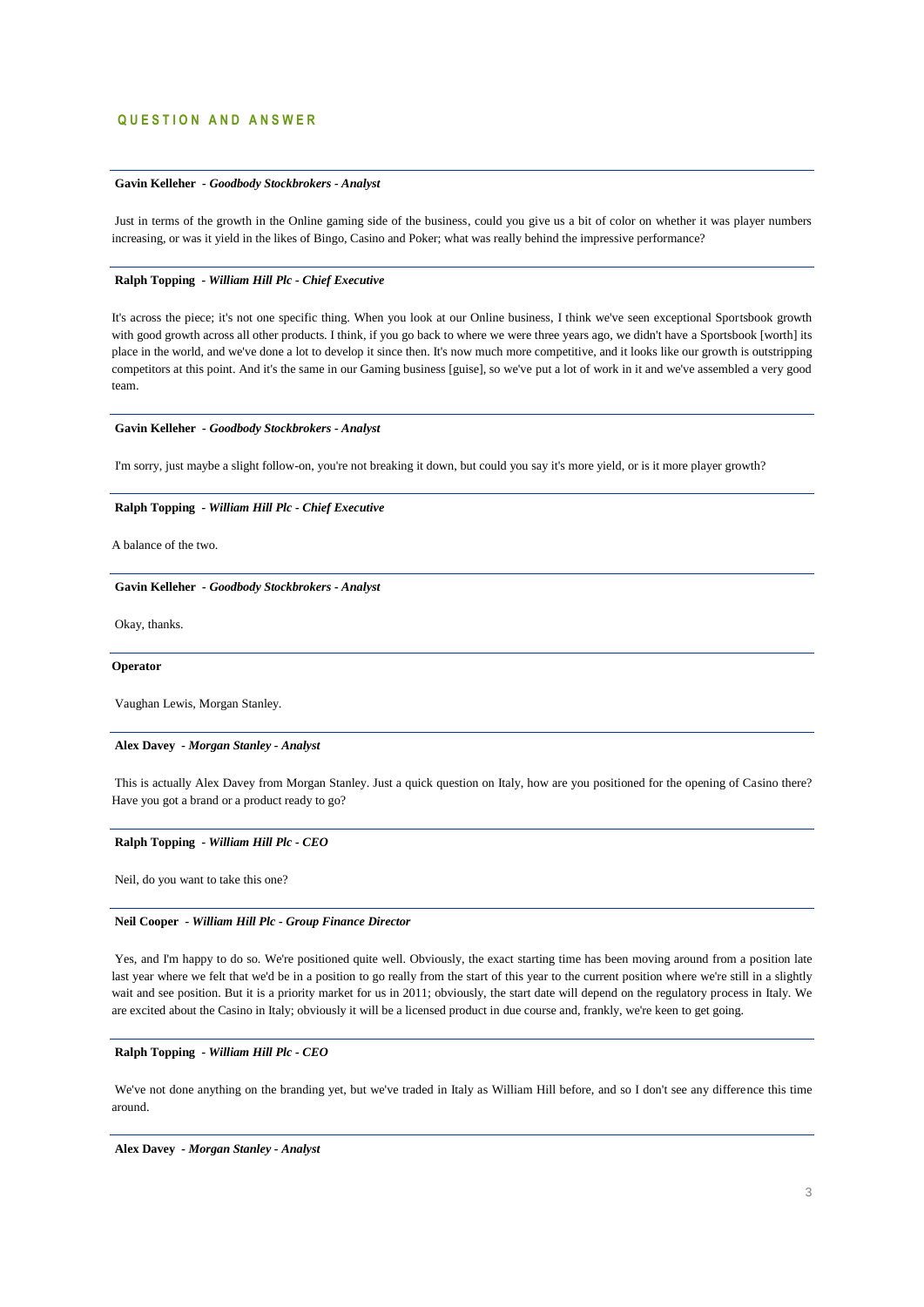## QUESTION AND ANSWER

---

**Gavin Kelleher** - ***Goodbody Stockbrokers - Analyst***

Just in terms of the growth in the Online gaming side of the business, could you give us a bit of color on whether it was player numbers increasing, or was it yield in the likes of Bingo, Casino and Poker; what was really behind the impressive performance?

---

**Ralph Topping** - ***William Hill Plc - Chief Executive***

It's across the piece; it's not one specific thing. When you look at our Online business, I think we've seen exceptional Sportsbook growth with good growth across all other products. I think, if you go back to where we were three years ago, we didn't have a Sportsbook [worth] its place in the world, and we've done a lot to develop it since then. It's now much more competitive, and it looks like our growth is outstripping competitors at this point. And it's the same in our Gaming business [guise], so we've put a lot of work in it and we've assembled a very good team.

---

**Gavin Kelleher** - ***Goodbody Stockbrokers - Analyst***

I'm sorry, just maybe a slight follow-on, you're not breaking it down, but could you say it's more yield, or is it more player growth?

---

**Ralph Topping** - ***William Hill Plc - Chief Executive***

A balance of the two.

---

**Gavin Kelleher** - ***Goodbody Stockbrokers - Analyst***

Okay, thanks.

---

**Operator**

Vaughan Lewis, Morgan Stanley.

---

**Alex Davey** - ***Morgan Stanley - Analyst***

This is actually Alex Davey from Morgan Stanley. Just a quick question on Italy, how are you positioned for the opening of Casino there? Have you got a brand or a product ready to go?

---

**Ralph Topping** - ***William Hill Plc - CEO***

Neil, do you want to take this one?

---

**Neil Cooper** - ***William Hill Plc - Group Finance Director***

Yes, and I'm happy to do so. We're positioned quite well. Obviously, the exact starting time has been moving around from a position late last year where we felt that we'd be in a position to go really from the start of this year to the current position where we're still in a slightly wait and see position. But it is a priority market for us in 2011; obviously, the start date will depend on the regulatory process in Italy. We are excited about the Casino in Italy; obviously it will be a licensed product in due course and, frankly, we're keen to get going.

---

**Ralph Topping** - ***William Hill Plc - CEO***

We've not done anything on the branding yet, but we've traded in Italy as William Hill before, and so I don't see any difference this time around.

---

**Alex Davey** - ***Morgan Stanley - Analyst***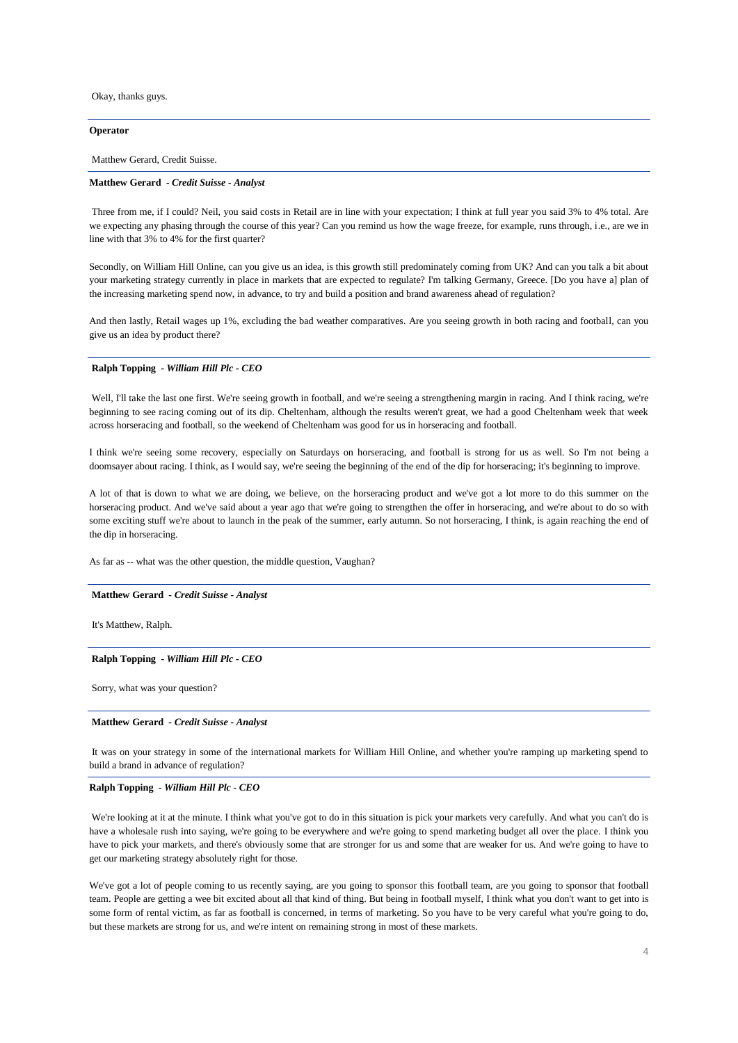Okay, thanks guys.

**Operator**

Matthew Gerard, Credit Suisse.

**Matthew Gerard** - ***Credit Suisse - Analyst***

Three from me, if I could? Neil, you said costs in Retail are in line with your expectation; I think at full year you said 3% to 4% total. Are we expecting any phasing through the course of this year? Can you remind us how the wage freeze, for example, runs through, i.e., are we in line with that 3% to 4% for the first quarter?

Secondly, on William Hill Online, can you give us an idea, is this growth still predominately coming from UK? And can you talk a bit about your marketing strategy currently in place in markets that are expected to regulate? I'm talking Germany, Greece. [Do you have a] plan of the increasing marketing spend now, in advance, to try and build a position and brand awareness ahead of regulation?

And then lastly, Retail wages up 1%, excluding the bad weather comparatives. Are you seeing growth in both racing and football, can you give us an idea by product there?

**Ralph Topping** - ***William Hill Plc - CEO***

Well, I'll take the last one first. We're seeing growth in football, and we're seeing a strengthening margin in racing. And I think racing, we're beginning to see racing coming out of its dip. Cheltenham, although the results weren't great, we had a good Cheltenham week that week across horseracing and football, so the weekend of Cheltenham was good for us in horseracing and football.

I think we're seeing some recovery, especially on Saturdays on horseracing, and football is strong for us as well. So I'm not being a doomsayer about racing. I think, as I would say, we're seeing the beginning of the end of the dip for horseracing; it's beginning to improve.

A lot of that is down to what we are doing, we believe, on the horseracing product and we've got a lot more to do this summer on the horseracing product. And we've said about a year ago that we're going to strengthen the offer in horseracing, and we're about to do so with some exciting stuff we're about to launch in the peak of the summer, early autumn. So not horseracing, I think, is again reaching the end of the dip in horseracing.

As far as -- what was the other question, the middle question, Vaughan?

**Matthew Gerard** - ***Credit Suisse - Analyst***

It's Matthew, Ralph.

**Ralph Topping** - ***William Hill Plc - CEO***

Sorry, what was your question?

**Matthew Gerard** - ***Credit Suisse - Analyst***

It was on your strategy in some of the international markets for William Hill Online, and whether you're ramping up marketing spend to build a brand in advance of regulation?

**Ralph Topping** - ***William Hill Plc - CEO***

We're looking at it at the minute. I think what you've got to do in this situation is pick your markets very carefully. And what you can't do is have a wholesale rush into saying, we're going to be everywhere and we're going to spend marketing budget all over the place. I think you have to pick your markets, and there's obviously some that are stronger for us and some that are weaker for us. And we're going to have to get our marketing strategy absolutely right for those.

We've got a lot of people coming to us recently saying, are you going to sponsor this football team, are you going to sponsor that football team. People are getting a wee bit excited about all that kind of thing. But being in football myself, I think what you don't want to get into is some form of rental victim, as far as football is concerned, in terms of marketing. So you have to be very careful what you're going to do, but these markets are strong for us, and we're intent on remaining strong in most of these markets.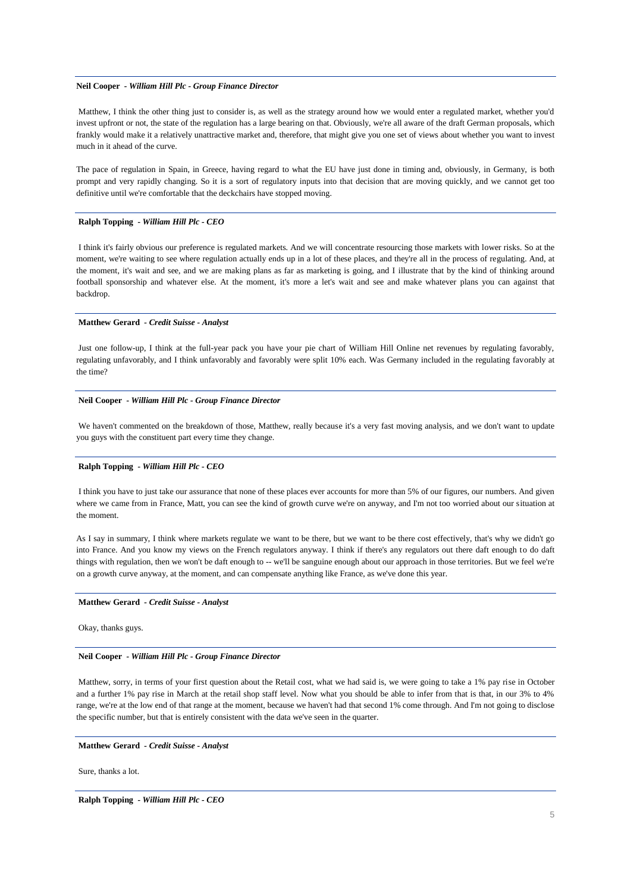**Neil Cooper** - ***William Hill Plc - Group Finance Director***

Matthew, I think the other thing just to consider is, as well as the strategy around how we would enter a regulated market, whether you'd invest upfront or not, the state of the regulation has a large bearing on that. Obviously, we're all aware of the draft German proposals, which frankly would make it a relatively unattractive market and, therefore, that might give you one set of views about whether you want to invest much in it ahead of the curve.

The pace of regulation in Spain, in Greece, having regard to what the EU have just done in timing and, obviously, in Germany, is both prompt and very rapidly changing. So it is a sort of regulatory inputs into that decision that are moving quickly, and we cannot get too definitive until we're comfortable that the deckchairs have stopped moving.

---

**Ralph Topping** - ***William Hill Plc - CEO***

I think it's fairly obvious our preference is regulated markets. And we will concentrate resourcing those markets with lower risks. So at the moment, we're waiting to see where regulation actually ends up in a lot of these places, and they're all in the process of regulating. And, at the moment, it's wait and see, and we are making plans as far as marketing is going, and I illustrate that by the kind of thinking around football sponsorship and whatever else. At the moment, it's more a let's wait and see and make whatever plans you can against that backdrop.

---

**Matthew Gerard** - ***Credit Suisse - Analyst***

Just one follow-up, I think at the full-year pack you have your pie chart of William Hill Online net revenues by regulating favorably, regulating unfavorably, and I think unfavorably and favorably were split 10% each. Was Germany included in the regulating favorably at the time?

---

**Neil Cooper** - ***William Hill Plc - Group Finance Director***

We haven't commented on the breakdown of those, Matthew, really because it's a very fast moving analysis, and we don't want to update you guys with the constituent part every time they change.

---

**Ralph Topping** - ***William Hill Plc - CEO***

I think you have to just take our assurance that none of these places ever accounts for more than 5% of our figures, our numbers. And given where we came from in France, Matt, you can see the kind of growth curve we're on anyway, and I'm not too worried about our situation at the moment.

As I say in summary, I think where markets regulate we want to be there, but we want to be there cost effectively, that's why we didn't go into France. And you know my views on the French regulators anyway. I think if there's any regulators out there daft enough to do daft things with regulation, then we won't be daft enough to -- we'll be sanguine enough about our approach in those territories. But we feel we're on a growth curve anyway, at the moment, and can compensate anything like France, as we've done this year.

---

**Matthew Gerard** - ***Credit Suisse - Analyst***

Okay, thanks guys.

---

**Neil Cooper** - ***William Hill Plc - Group Finance Director***

Matthew, sorry, in terms of your first question about the Retail cost, what we had said is, we were going to take a 1% pay rise in October and a further 1% pay rise in March at the retail shop staff level. Now what you should be able to infer from that is that, in our 3% to 4% range, we're at the low end of that range at the moment, because we haven't had that second 1% come through. And I'm not going to disclose the specific number, but that is entirely consistent with the data we've seen in the quarter.

---

**Matthew Gerard** - ***Credit Suisse - Analyst***

Sure, thanks a lot.

---

**Ralph Topping** - ***William Hill Plc - CEO***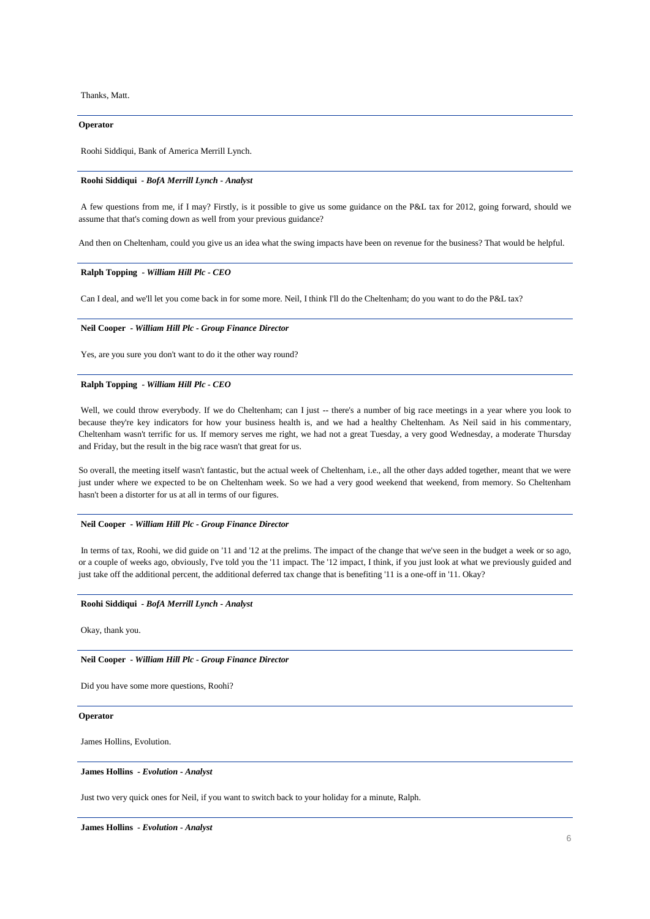Thanks, Matt.

---

**Operator**

Roohi Siddiqui, Bank of America Merrill Lynch.

---

**Roohi Siddiqui** - *BofA Merrill Lynch - Analyst*

A few questions from me, if I may? Firstly, is it possible to give us some guidance on the P&L tax for 2012, going forward, should we assume that that's coming down as well from your previous guidance?

And then on Cheltenham, could you give us an idea what the swing impacts have been on revenue for the business? That would be helpful.

---

**Ralph Topping** - *William Hill Plc - CEO*

Can I deal, and we'll let you come back in for some more. Neil, I think I'll do the Cheltenham; do you want to do the P&L tax?

---

**Neil Cooper** - *William Hill Plc - Group Finance Director*

Yes, are you sure you don't want to do it the other way round?

---

**Ralph Topping** - *William Hill Plc - CEO*

Well, we could throw everybody. If we do Cheltenham; can I just -- there's a number of big race meetings in a year where you look to because they're key indicators for how your business health is, and we had a healthy Cheltenham. As Neil said in his commentary, Cheltenham wasn't terrific for us. If memory serves me right, we had not a great Tuesday, a very good Wednesday, a moderate Thursday and Friday, but the result in the big race wasn't that great for us.

So overall, the meeting itself wasn't fantastic, but the actual week of Cheltenham, i.e., all the other days added together, meant that we were just under where we expected to be on Cheltenham week. So we had a very good weekend that weekend, from memory. So Cheltenham hasn't been a distorter for us at all in terms of our figures.

---

**Neil Cooper** - *William Hill Plc - Group Finance Director*

In terms of tax, Roohi, we did guide on '11 and '12 at the prelims. The impact of the change that we've seen in the budget a week or so ago, or a couple of weeks ago, obviously, I've told you the '11 impact. The '12 impact, I think, if you just look at what we previously guided and just take off the additional percent, the additional deferred tax change that is benefiting '11 is a one-off in '11. Okay?

---

**Roohi Siddiqui** - *BofA Merrill Lynch - Analyst*

Okay, thank you.

---

**Neil Cooper** - *William Hill Plc - Group Finance Director*

Did you have some more questions, Roohi?

---

**Operator**

James Hollins, Evolution.

---

**James Hollins** - *Evolution - Analyst*

Just two very quick ones for Neil, if you want to switch back to your holiday for a minute, Ralph.

---

**James Hollins** - *Evolution - Analyst*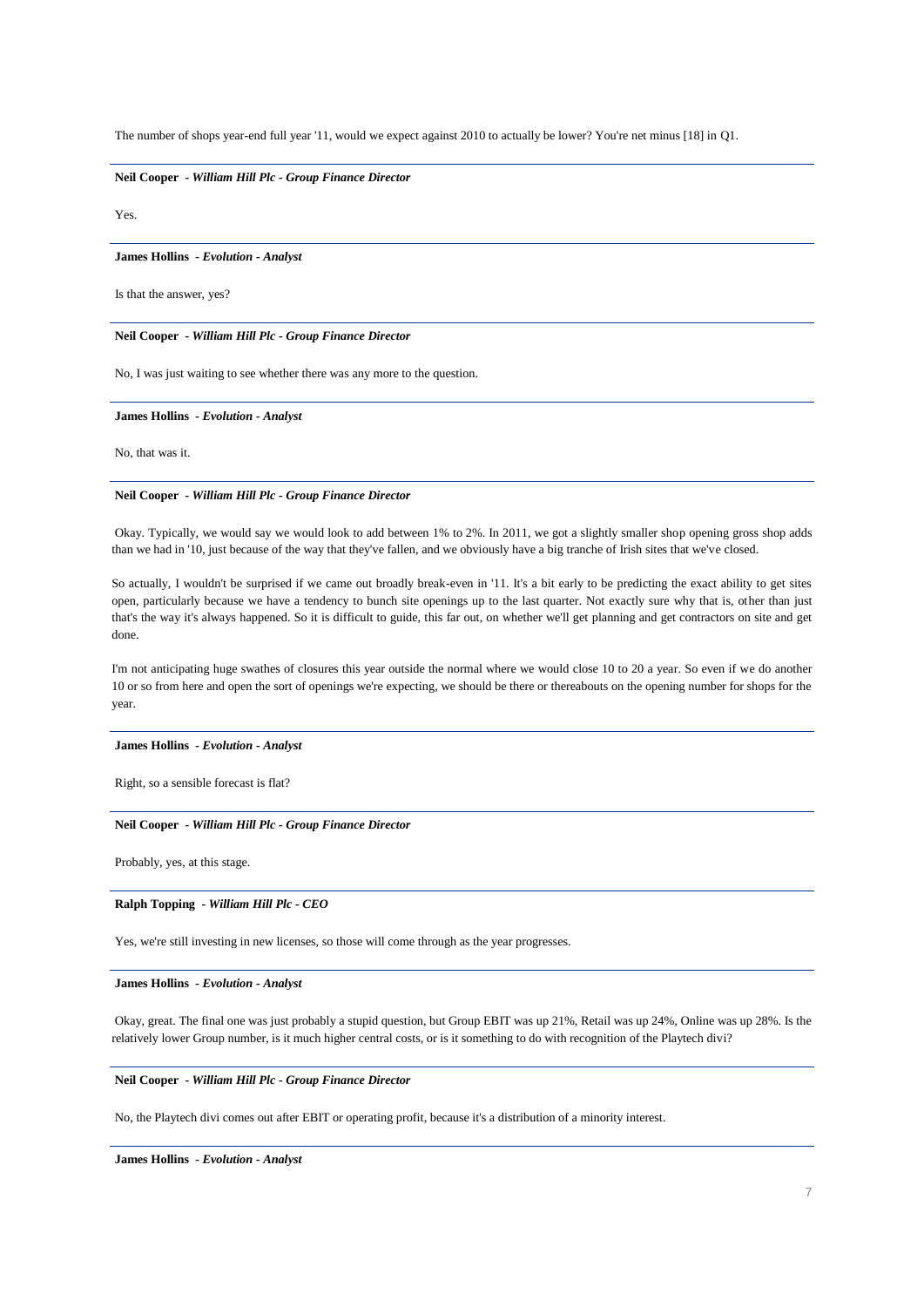The number of shops year-end full year '11, would we expect against 2010 to actually be lower? You're net minus [18] in Q1.

---

**Neil Cooper** *- William Hill Plc - Group Finance Director*

Yes.

---

**James Hollins** *- Evolution - Analyst*

Is that the answer, yes?

---

**Neil Cooper** *- William Hill Plc - Group Finance Director*

No, I was just waiting to see whether there was any more to the question.

---

**James Hollins** *- Evolution - Analyst*

No, that was it.

---

**Neil Cooper** *- William Hill Plc - Group Finance Director*

Okay. Typically, we would say we would look to add between 1% to 2%. In 2011, we got a slightly smaller shop opening gross shop adds than we had in '10, just because of the way that they've fallen, and we obviously have a big tranche of Irish sites that we've closed.

So actually, I wouldn't be surprised if we came out broadly break-even in '11. It's a bit early to be predicting the exact ability to get sites open, particularly because we have a tendency to bunch site openings up to the last quarter. Not exactly sure why that is, other than just that's the way it's always happened. So it is difficult to guide, this far out, on whether we'll get planning and get contractors on site and get done.

I'm not anticipating huge swathes of closures this year outside the normal where we would close 10 to 20 a year. So even if we do another 10 or so from here and open the sort of openings we're expecting, we should be there or thereabouts on the opening number for shops for the year.

---

**James Hollins** *- Evolution - Analyst*

Right, so a sensible forecast is flat?

---

**Neil Cooper** *- William Hill Plc - Group Finance Director*

Probably, yes, at this stage.

---

**Ralph Topping** *- William Hill Plc - CEO*

Yes, we're still investing in new licenses, so those will come through as the year progresses.

---

**James Hollins** *- Evolution - Analyst*

Okay, great. The final one was just probably a stupid question, but Group EBIT was up 21%, Retail was up 24%, Online was up 28%. Is the relatively lower Group number, is it much higher central costs, or is it something to do with recognition of the Playtech divi?

---

**Neil Cooper** *- William Hill Plc - Group Finance Director*

No, the Playtech divi comes out after EBIT or operating profit, because it's a distribution of a minority interest.

---

**James Hollins** *- Evolution - Analyst*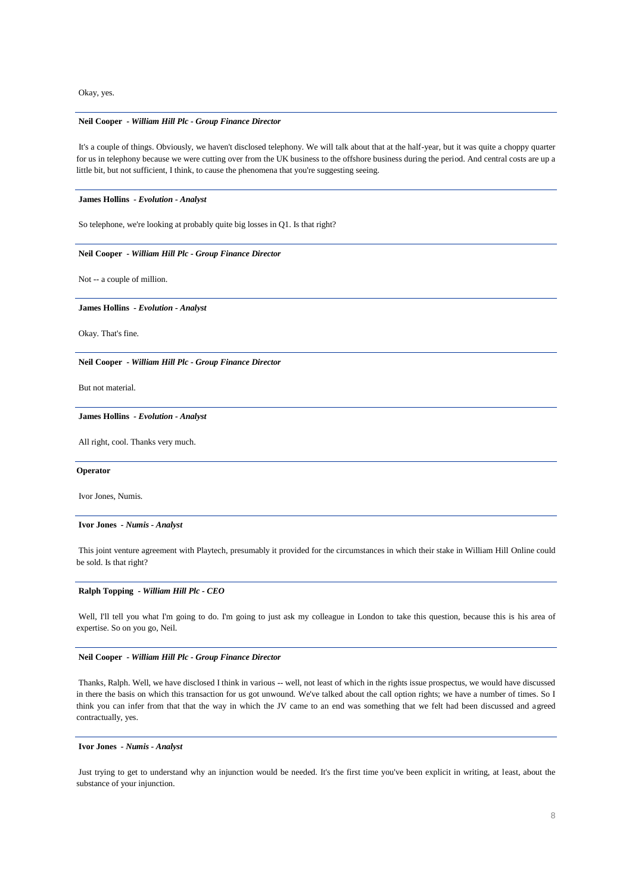Okay, yes.

---

**Neil Cooper** - ***William Hill Plc - Group Finance Director***

It's a couple of things. Obviously, we haven't disclosed telephony. We will talk about that at the half-year, but it was quite a choppy quarter for us in telephony because we were cutting over from the UK business to the offshore business during the period. And central costs are up a little bit, but not sufficient, I think, to cause the phenomena that you're suggesting seeing.

---

**James Hollins** - ***Evolution - Analyst***

So telephone, we're looking at probably quite big losses in Q1. Is that right?

---

**Neil Cooper** - ***William Hill Plc - Group Finance Director***

Not -- a couple of million.

---

**James Hollins** - ***Evolution - Analyst***

Okay. That's fine.

---

**Neil Cooper** - ***William Hill Plc - Group Finance Director***

But not material.

---

**James Hollins** - ***Evolution - Analyst***

All right, cool. Thanks very much.

---

**Operator**

Ivor Jones, Numis.

---

**Ivor Jones** - ***Numis - Analyst***

This joint venture agreement with Playtech, presumably it provided for the circumstances in which their stake in William Hill Online could be sold. Is that right?

---

**Ralph Topping** - ***William Hill Plc - CEO***

Well, I'll tell you what I'm going to do. I'm going to just ask my colleague in London to take this question, because this is his area of expertise. So on you go, Neil.

---

**Neil Cooper** - ***William Hill Plc - Group Finance Director***

Thanks, Ralph. Well, we have disclosed I think in various -- well, not least of which in the rights issue prospectus, we would have discussed in there the basis on which this transaction for us got unwound. We've talked about the call option rights; we have a number of times. So I think you can infer from that that the way in which the JV came to an end was something that we felt had been discussed and agreed contractually, yes.

---

**Ivor Jones** - ***Numis - Analyst***

Just trying to get to understand why an injunction would be needed. It's the first time you've been explicit in writing, at least, about the substance of your injunction.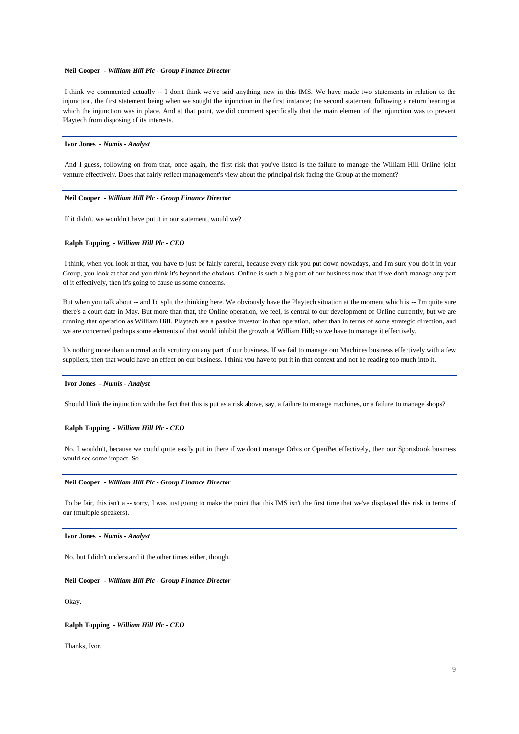**Neil Cooper** - *William Hill Plc - Group Finance Director*

I think we commented actually -- I don't think we've said anything new in this IMS. We have made two statements in relation to the injunction, the first statement being when we sought the injunction in the first instance; the second statement following a return hearing at which the injunction was in place. And at that point, we did comment specifically that the main element of the injunction was to prevent Playtech from disposing of its interests.

---

**Ivor Jones** - *Numis - Analyst*

And I guess, following on from that, once again, the first risk that you've listed is the failure to manage the William Hill Online joint venture effectively. Does that fairly reflect management's view about the principal risk facing the Group at the moment?

---

**Neil Cooper** - *William Hill Plc - Group Finance Director*

If it didn't, we wouldn't have put it in our statement, would we?

---

**Ralph Topping** - *William Hill Plc - CEO*

I think, when you look at that, you have to just be fairly careful, because every risk you put down nowadays, and I'm sure you do it in your Group, you look at that and you think it's beyond the obvious. Online is such a big part of our business now that if we don't manage any part of it effectively, then it's going to cause us some concerns.

But when you talk about -- and I'd split the thinking here. We obviously have the Playtech situation at the moment which is -- I'm quite sure there's a court date in May. But more than that, the Online operation, we feel, is central to our development of Online currently, but we are running that operation as William Hill. Playtech are a passive investor in that operation, other than in terms of some strategic direction, and we are concerned perhaps some elements of that would inhibit the growth at William Hill; so we have to manage it effectively.

It's nothing more than a normal audit scrutiny on any part of our business. If we fail to manage our Machines business effectively with a few suppliers, then that would have an effect on our business. I think you have to put it in that context and not be reading too much into it.

---

**Ivor Jones** - *Numis - Analyst*

Should I link the injunction with the fact that this is put as a risk above, say, a failure to manage machines, or a failure to manage shops?

---

**Ralph Topping** - *William Hill Plc - CEO*

No, I wouldn't, because we could quite easily put in there if we don't manage Orbis or OpenBet effectively, then our Sportsbook business would see some impact. So --

---

**Neil Cooper** - *William Hill Plc - Group Finance Director*

To be fair, this isn't a -- sorry, I was just going to make the point that this IMS isn't the first time that we've displayed this risk in terms of our (multiple speakers).

---

**Ivor Jones** - *Numis - Analyst*

No, but I didn't understand it the other times either, though.

---

**Neil Cooper** - *William Hill Plc - Group Finance Director*

Okay.

---

**Ralph Topping** - *William Hill Plc - CEO*

Thanks, Ivor.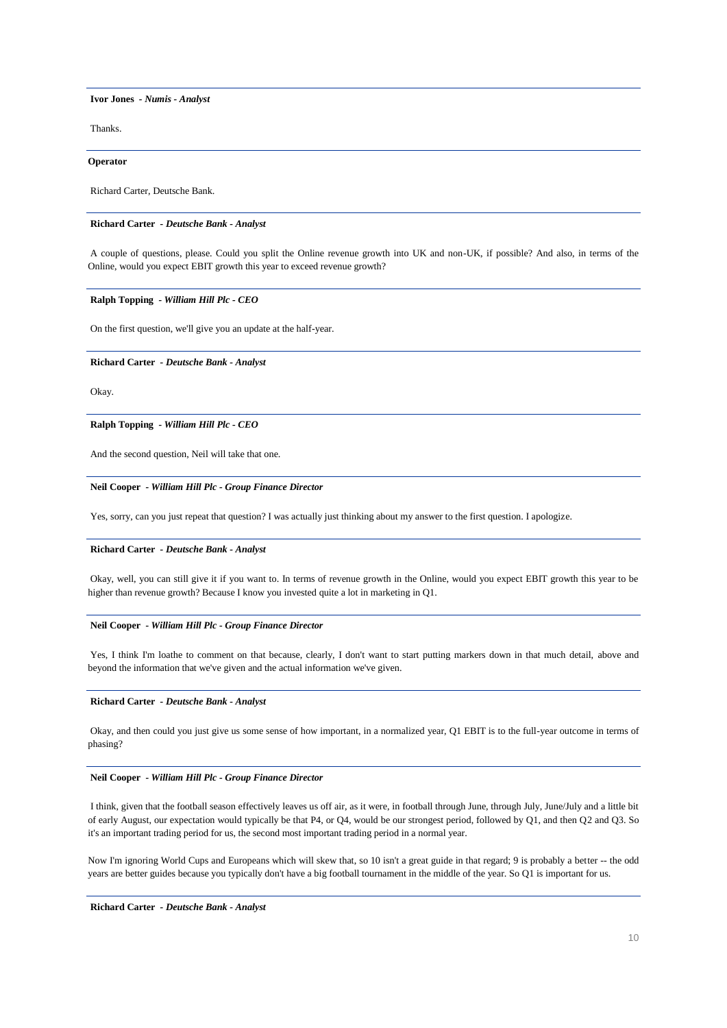**Ivor Jones** - *Numis - Analyst*

Thanks.

---

**Operator**

Richard Carter, Deutsche Bank.

---

**Richard Carter** - *Deutsche Bank - Analyst*

A couple of questions, please. Could you split the Online revenue growth into UK and non-UK, if possible? And also, in terms of the Online, would you expect EBIT growth this year to exceed revenue growth?

---

**Ralph Topping** - *William Hill Plc - CEO*

On the first question, we'll give you an update at the half-year.

---

**Richard Carter** - *Deutsche Bank - Analyst*

Okay.

---

**Ralph Topping** - *William Hill Plc - CEO*

And the second question, Neil will take that one.

---

**Neil Cooper** - *William Hill Plc - Group Finance Director*

Yes, sorry, can you just repeat that question? I was actually just thinking about my answer to the first question. I apologize.

---

**Richard Carter** - *Deutsche Bank - Analyst*

Okay, well, you can still give it if you want to. In terms of revenue growth in the Online, would you expect EBIT growth this year to be higher than revenue growth? Because I know you invested quite a lot in marketing in Q1.

---

**Neil Cooper** - *William Hill Plc - Group Finance Director*

Yes, I think I'm loathe to comment on that because, clearly, I don't want to start putting markers down in that much detail, above and beyond the information that we've given and the actual information we've given.

---

**Richard Carter** - *Deutsche Bank - Analyst*

Okay, and then could you just give us some sense of how important, in a normalized year, Q1 EBIT is to the full-year outcome in terms of phasing?

---

**Neil Cooper** - *William Hill Plc - Group Finance Director*

I think, given that the football season effectively leaves us off air, as it were, in football through June, through July, June/July and a little bit of early August, our expectation would typically be that P4, or Q4, would be our strongest period, followed by Q1, and then Q2 and Q3. So it's an important trading period for us, the second most important trading period in a normal year.

Now I'm ignoring World Cups and Europeans which will skew that, so 10 isn't a great guide in that regard; 9 is probably a better -- the odd years are better guides because you typically don't have a big football tournament in the middle of the year. So Q1 is important for us.

---

**Richard Carter** - *Deutsche Bank - Analyst*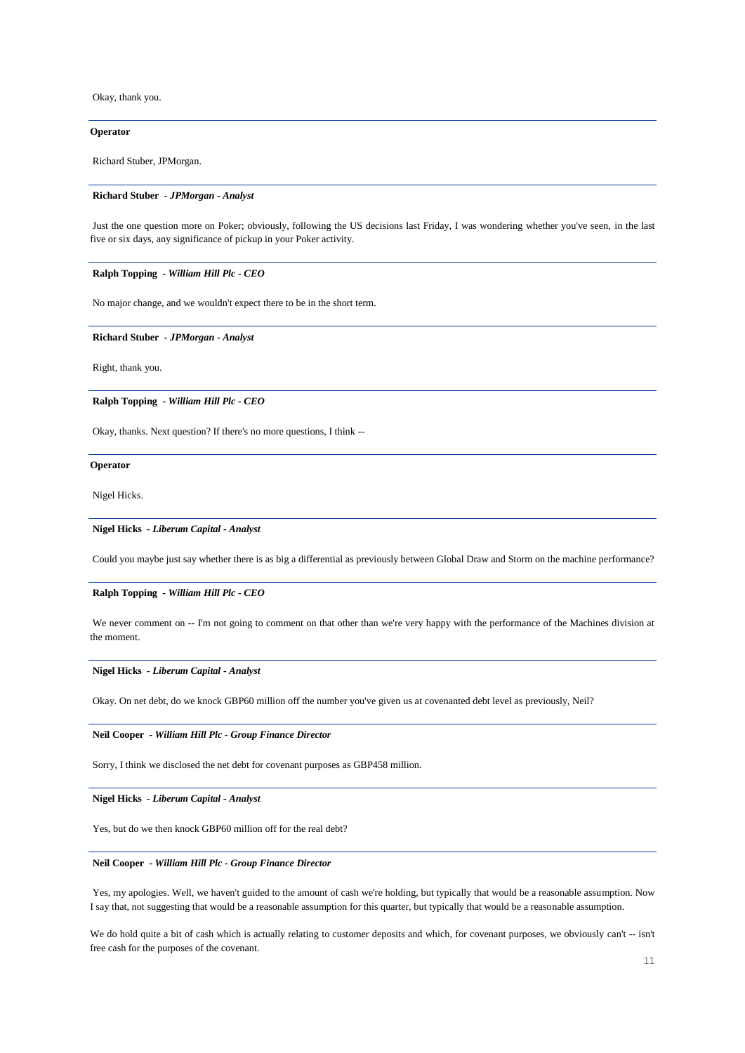Okay, thank you.

---

**Operator**

Richard Stuber, JPMorgan.

---

**Richard Stuber** *- JPMorgan - Analyst*

Just the one question more on Poker; obviously, following the US decisions last Friday, I was wondering whether you've seen, in the last five or six days, any significance of pickup in your Poker activity.

---

**Ralph Topping** *- William Hill Plc - CEO*

No major change, and we wouldn't expect there to be in the short term.

---

**Richard Stuber** *- JPMorgan - Analyst*

Right, thank you.

---

**Ralph Topping** *- William Hill Plc - CEO*

Okay, thanks. Next question? If there's no more questions, I think --

---

**Operator**

Nigel Hicks.

---

**Nigel Hicks** *- Liberum Capital - Analyst*

Could you maybe just say whether there is as big a differential as previously between Global Draw and Storm on the machine performance?

---

**Ralph Topping** *- William Hill Plc - CEO*

We never comment on -- I'm not going to comment on that other than we're very happy with the performance of the Machines division at the moment.

---

**Nigel Hicks** *- Liberum Capital - Analyst*

Okay. On net debt, do we knock GBP60 million off the number you've given us at covenanted debt level as previously, Neil?

---

**Neil Cooper** *- William Hill Plc - Group Finance Director*

Sorry, I think we disclosed the net debt for covenant purposes as GBP458 million.

---

**Nigel Hicks** *- Liberum Capital - Analyst*

Yes, but do we then knock GBP60 million off for the real debt?

---

**Neil Cooper** *- William Hill Plc - Group Finance Director*

Yes, my apologies. Well, we haven't guided to the amount of cash we're holding, but typically that would be a reasonable assumption. Now I say that, not suggesting that would be a reasonable assumption for this quarter, but typically that would be a reasonable assumption.

We do hold quite a bit of cash which is actually relating to customer deposits and which, for covenant purposes, we obviously can't -- isn't free cash for the purposes of the covenant.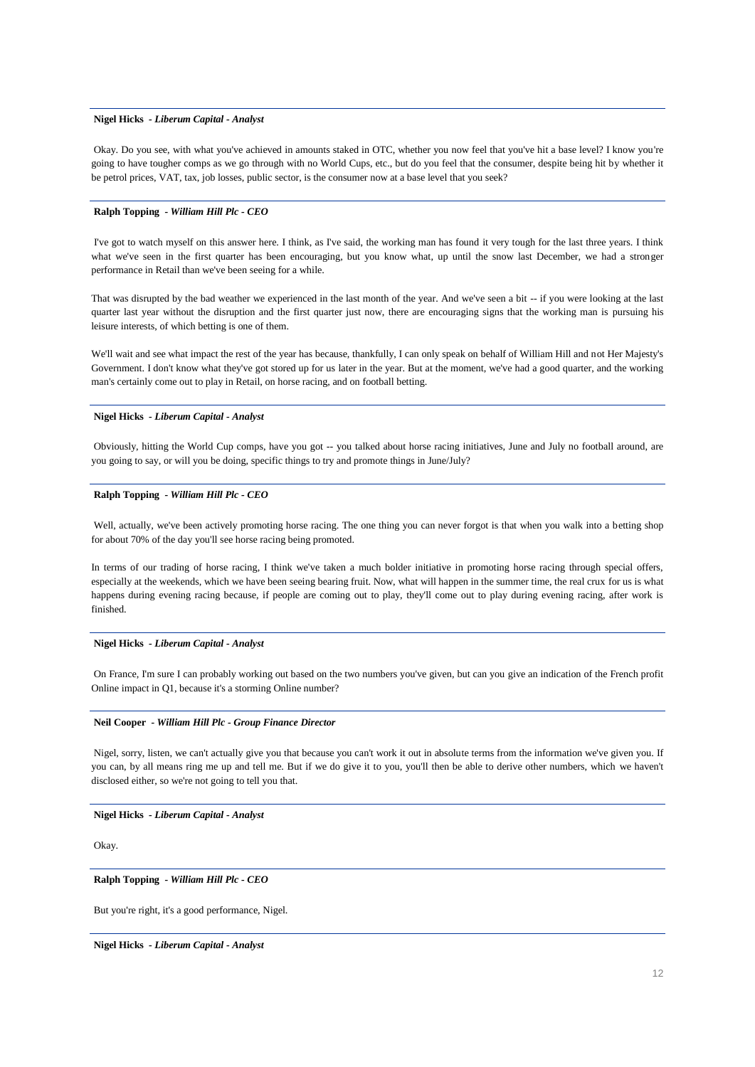**Nigel Hicks** - ***Liberum Capital - Analyst***

Okay. Do you see, with what you've achieved in amounts staked in OTC, whether you now feel that you've hit a base level? I know you're going to have tougher comps as we go through with no World Cups, etc., but do you feel that the consumer, despite being hit by whether it be petrol prices, VAT, tax, job losses, public sector, is the consumer now at a base level that you seek?

**Ralph Topping** - ***William Hill Plc - CEO***

I've got to watch myself on this answer here. I think, as I've said, the working man has found it very tough for the last three years. I think what we've seen in the first quarter has been encouraging, but you know what, up until the snow last December, we had a stronger performance in Retail than we've been seeing for a while.

That was disrupted by the bad weather we experienced in the last month of the year. And we've seen a bit -- if you were looking at the last quarter last year without the disruption and the first quarter just now, there are encouraging signs that the working man is pursuing his leisure interests, of which betting is one of them.

We'll wait and see what impact the rest of the year has because, thankfully, I can only speak on behalf of William Hill and not Her Majesty's Government. I don't know what they've got stored up for us later in the year. But at the moment, we've had a good quarter, and the working man's certainly come out to play in Retail, on horse racing, and on football betting.

**Nigel Hicks** - ***Liberum Capital - Analyst***

Obviously, hitting the World Cup comps, have you got -- you talked about horse racing initiatives, June and July no football around, are you going to say, or will you be doing, specific things to try and promote things in June/July?

**Ralph Topping** - ***William Hill Plc - CEO***

Well, actually, we've been actively promoting horse racing. The one thing you can never forgot is that when you walk into a betting shop for about 70% of the day you'll see horse racing being promoted.

In terms of our trading of horse racing, I think we've taken a much bolder initiative in promoting horse racing through special offers, especially at the weekends, which we have been seeing bearing fruit. Now, what will happen in the summer time, the real crux for us is what happens during evening racing because, if people are coming out to play, they'll come out to play during evening racing, after work is finished.

**Nigel Hicks** - ***Liberum Capital - Analyst***

On France, I'm sure I can probably working out based on the two numbers you've given, but can you give an indication of the French profit Online impact in Q1, because it's a storming Online number?

**Neil Cooper** - ***William Hill Plc - Group Finance Director***

Nigel, sorry, listen, we can't actually give you that because you can't work it out in absolute terms from the information we've given you. If you can, by all means ring me up and tell me. But if we do give it to you, you'll then be able to derive other numbers, which we haven't disclosed either, so we're not going to tell you that.

**Nigel Hicks** - ***Liberum Capital - Analyst***

Okay.

**Ralph Topping** - ***William Hill Plc - CEO***

But you're right, it's a good performance, Nigel.

**Nigel Hicks** - ***Liberum Capital - Analyst***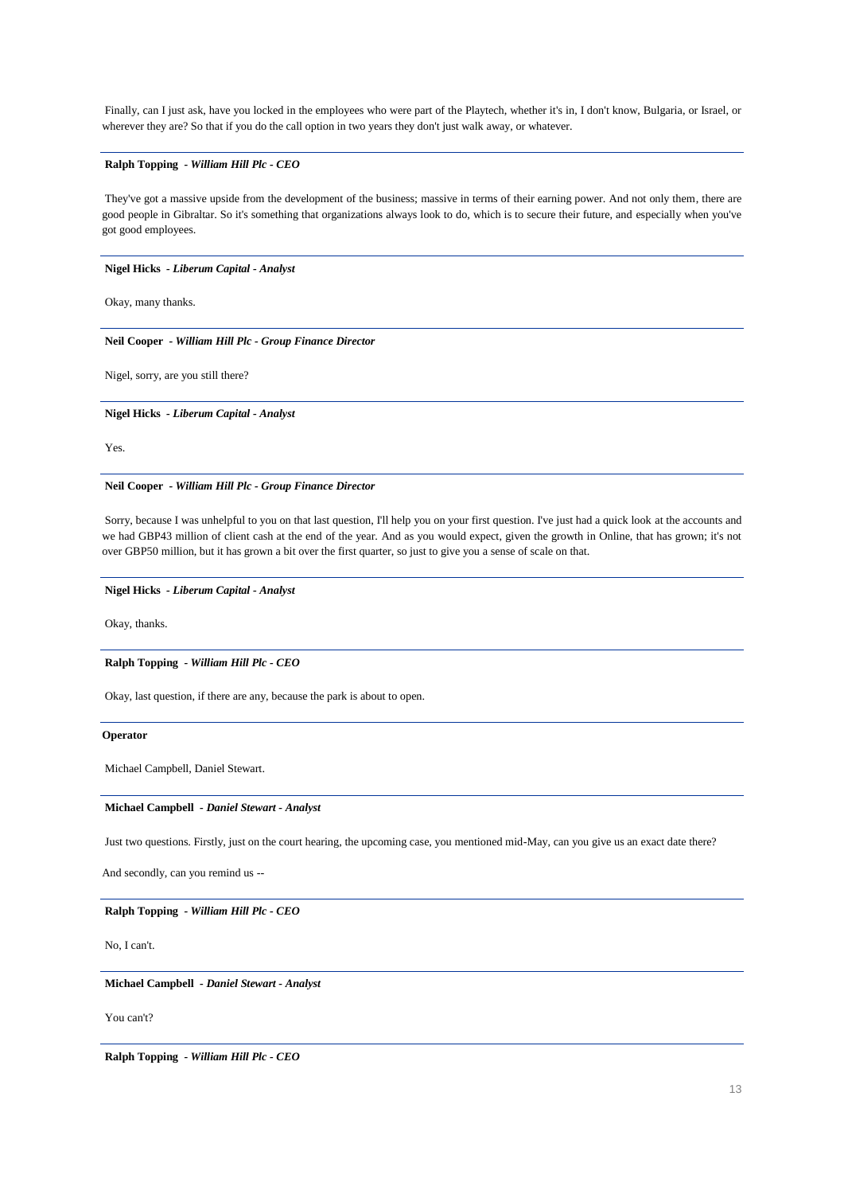Finally, can I just ask, have you locked in the employees who were part of the Playtech, whether it's in, I don't know, Bulgaria, or Israel, or wherever they are? So that if you do the call option in two years they don't just walk away, or whatever.

---

**Ralph Topping** *- William Hill Plc - CEO*

They've got a massive upside from the development of the business; massive in terms of their earning power. And not only them, there are good people in Gibraltar. So it's something that organizations always look to do, which is to secure their future, and especially when you've got good employees.

---

**Nigel Hicks** *- Liberum Capital - Analyst*

Okay, many thanks.

---

**Neil Cooper** *- William Hill Plc - Group Finance Director*

Nigel, sorry, are you still there?

---

**Nigel Hicks** *- Liberum Capital - Analyst*

Yes.

---

**Neil Cooper** *- William Hill Plc - Group Finance Director*

Sorry, because I was unhelpful to you on that last question, I'll help you on your first question. I've just had a quick look at the accounts and we had GBP43 million of client cash at the end of the year. And as you would expect, given the growth in Online, that has grown; it's not over GBP50 million, but it has grown a bit over the first quarter, so just to give you a sense of scale on that.

---

**Nigel Hicks** *- Liberum Capital - Analyst*

Okay, thanks.

---

**Ralph Topping** *- William Hill Plc - CEO*

Okay, last question, if there are any, because the park is about to open.

---

**Operator**

Michael Campbell, Daniel Stewart.

---

**Michael Campbell** *- Daniel Stewart - Analyst*

Just two questions. Firstly, just on the court hearing, the upcoming case, you mentioned mid-May, can you give us an exact date there?

And secondly, can you remind us --

---

**Ralph Topping** *- William Hill Plc - CEO*

No, I can't.

---

**Michael Campbell** *- Daniel Stewart - Analyst*

You can't?

---

**Ralph Topping** *- William Hill Plc - CEO*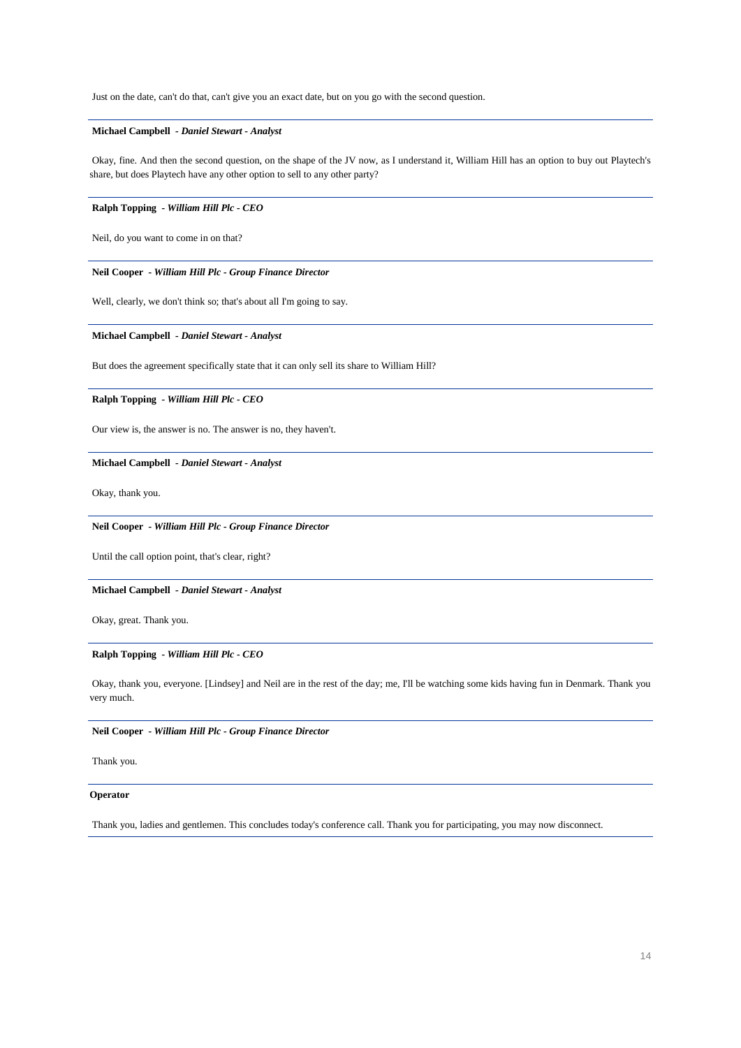Just on the date, can't do that, can't give you an exact date, but on you go with the second question.

---

**Michael Campbell** - ***Daniel Stewart - Analyst***

Okay, fine. And then the second question, on the shape of the JV now, as I understand it, William Hill has an option to buy out Playtech's share, but does Playtech have any other option to sell to any other party?

---

**Ralph Topping** - ***William Hill Plc - CEO***

Neil, do you want to come in on that?

---

**Neil Cooper** - ***William Hill Plc - Group Finance Director***

Well, clearly, we don't think so; that's about all I'm going to say.

---

**Michael Campbell** - ***Daniel Stewart - Analyst***

But does the agreement specifically state that it can only sell its share to William Hill?

---

**Ralph Topping** - ***William Hill Plc - CEO***

Our view is, the answer is no. The answer is no, they haven't.

---

**Michael Campbell** - ***Daniel Stewart - Analyst***

Okay, thank you.

---

**Neil Cooper** - ***William Hill Plc - Group Finance Director***

Until the call option point, that's clear, right?

---

**Michael Campbell** - ***Daniel Stewart - Analyst***

Okay, great. Thank you.

---

**Ralph Topping** - ***William Hill Plc - CEO***

Okay, thank you, everyone. [Lindsey] and Neil are in the rest of the day; me, I'll be watching some kids having fun in Denmark. Thank you very much.

---

**Neil Cooper** - ***William Hill Plc - Group Finance Director***

Thank you.

---

**Operator**

Thank you, ladies and gentlemen. This concludes today's conference call. Thank you for participating, you may now disconnect.